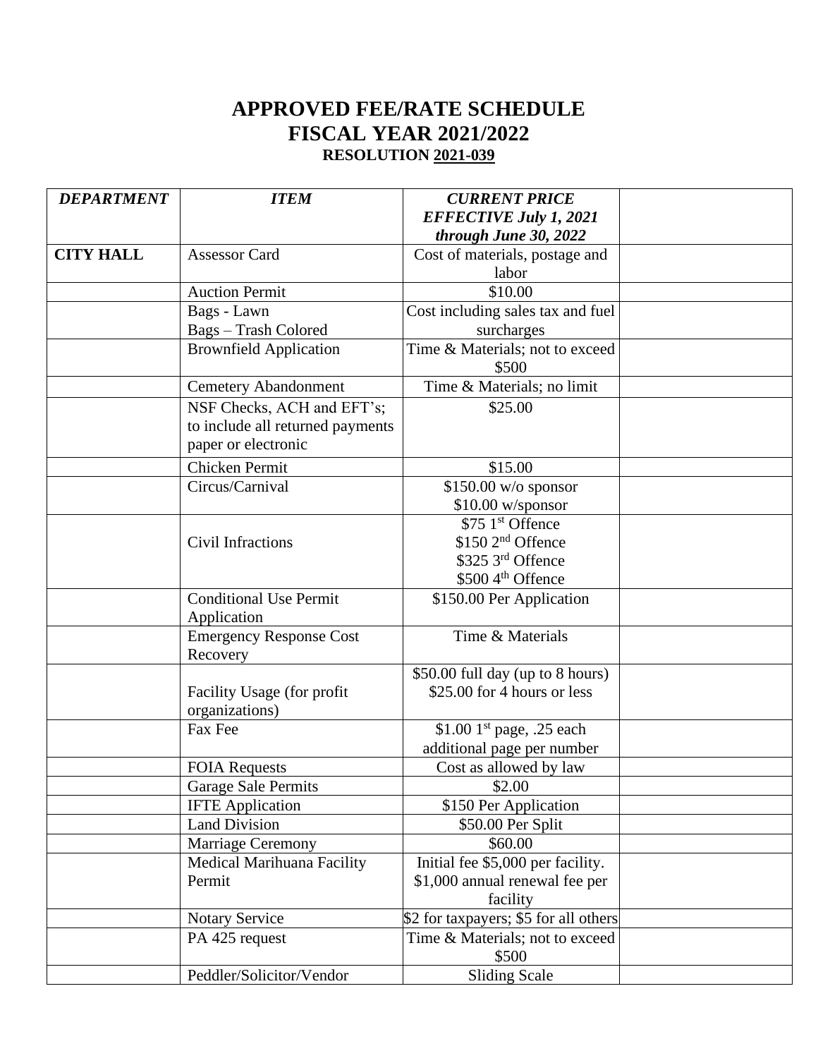# APPROVED FEE/RATE SCHEDULE
# FISCAL YEAR 2021/2022
### RESOLUTION 2021-039

| ***DEPARTMENT*** | ***ITEM*** | ***CURRENT PRICE EFFECTIVE July 1, 2021 through June 30, 2022*** | |
|---|---|---|---|
| **CITY HALL** | Assessor Card | Cost of materials, postage and labor | |
| | Auction Permit | \$10.00 | |
| | Bags - Lawn<br>Bags – Trash Colored | Cost including sales tax and fuel surcharges | |
| | Brownfield Application | Time & Materials; not to exceed \$500 | |
| | Cemetery Abandonment | Time & Materials; no limit | |
| | NSF Checks, ACH and EFT's; to include all returned payments paper or electronic | \$25.00 | |
| | Chicken Permit | \$15.00 | |
| | Circus/Carnival | \$150.00 w/o sponsor<br>\$10.00 w/sponsor | |
| | Civil Infractions | \$75 1st Offence<br>\$150 2nd Offence<br>\$325 3rd Offence<br>\$500 4th Offence | |
| | Conditional Use Permit Application | \$150.00 Per Application | |
| | Emergency Response Cost Recovery | Time & Materials | |
| | Facility Usage (for profit organizations) | \$50.00 full day (up to 8 hours)<br>\$25.00 for 4 hours or less | |
| | Fax Fee | \$1.00 1st page, .25 each additional page per number | |
| | FOIA Requests | Cost as allowed by law | |
| | Garage Sale Permits | \$2.00 | |
| | IFTE Application | \$150 Per Application | |
| | Land Division | \$50.00 Per Split | |
| | Marriage Ceremony | \$60.00 | |
| | Medical Marihuana Facility Permit | Initial fee \$5,000 per facility. \$1,000 annual renewal fee per facility | |
| | Notary Service | \$2 for taxpayers; \$5 for all others | |
| | PA 425 request | Time & Materials; not to exceed \$500 | |
| | Peddler/Solicitor/Vendor | Sliding Scale | |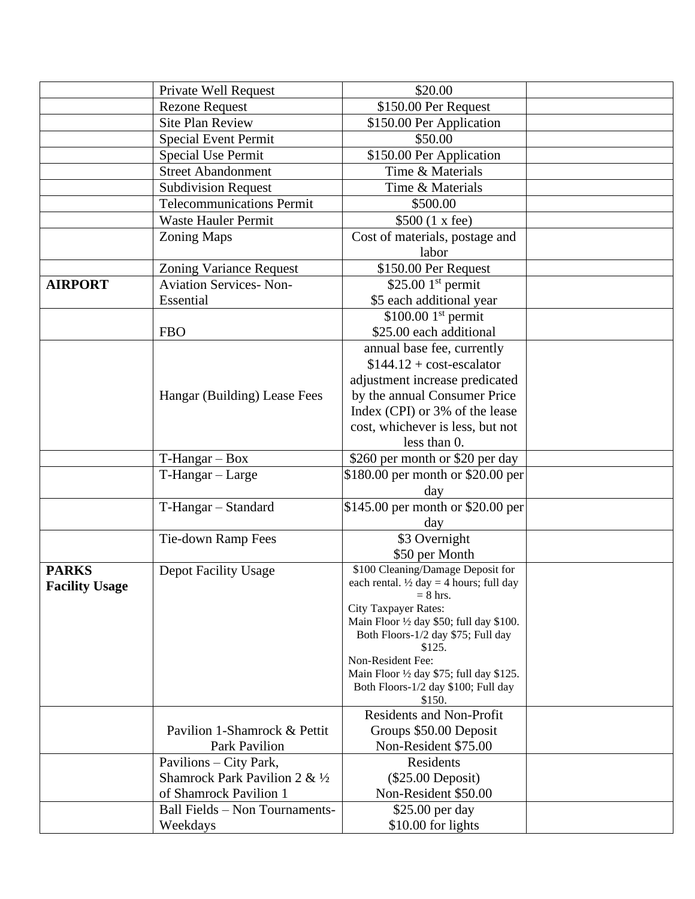| | | | |
|---|---|---|---|
| | Private Well Request | \$20.00 | |
| | Rezone Request | \$150.00 Per Request | |
| | Site Plan Review | \$150.00 Per Application | |
| | Special Event Permit | \$50.00 | |
| | Special Use Permit | \$150.00 Per Application | |
| | Street Abandonment | Time & Materials | |
| | Subdivision Request | Time & Materials | |
| | Telecommunications Permit | \$500.00 | |
| | Waste Hauler Permit | \$500 (1 x fee) | |
| | Zoning Maps | Cost of materials, postage and labor | |
| | Zoning Variance Request | \$150.00 Per Request | |
| **AIRPORT** | Aviation Services- Non-Essential | \$25.00 1st permit<br>\$5 each additional year | |
| | FBO | \$100.00 1st permit<br>\$25.00 each additional | |
| | Hangar (Building) Lease Fees | annual base fee, currently \$144.12 + cost-escalator adjustment increase predicated by the annual Consumer Price Index (CPI) or 3% of the lease cost, whichever is less, but not less than 0. | |
| | T-Hangar – Box | \$260 per month or \$20 per day | |
| | T-Hangar – Large | \$180.00 per month or \$20.00 per day | |
| | T-Hangar – Standard | \$145.00 per month or \$20.00 per day | |
| | Tie-down Ramp Fees | \$3 Overnight<br>\$50 per Month | |
| **PARKS Facility Usage** | Depot Facility Usage | \$100 Cleaning/Damage Deposit for each rental. ½ day = 4 hours; full day = 8 hrs.<br>City Taxpayer Rates:<br>Main Floor ½ day \$50; full day \$100.<br>Both Floors-1/2 day \$75; Full day \$125.<br>Non-Resident Fee:<br>Main Floor ½ day \$75; full day \$125.<br>Both Floors-1/2 day \$100; Full day \$150. | |
| | Pavilion 1-Shamrock & Pettit Park Pavilion | Residents and Non-Profit Groups \$50.00 Deposit<br>Non-Resident \$75.00 | |
| | Pavilions – City Park, Shamrock Park Pavilion 2 & ½ of Shamrock Pavilion 1 | Residents<br>(\$25.00 Deposit)<br>Non-Resident \$50.00 | |
| | Ball Fields – Non Tournaments-Weekdays | \$25.00 per day<br>\$10.00 for lights | |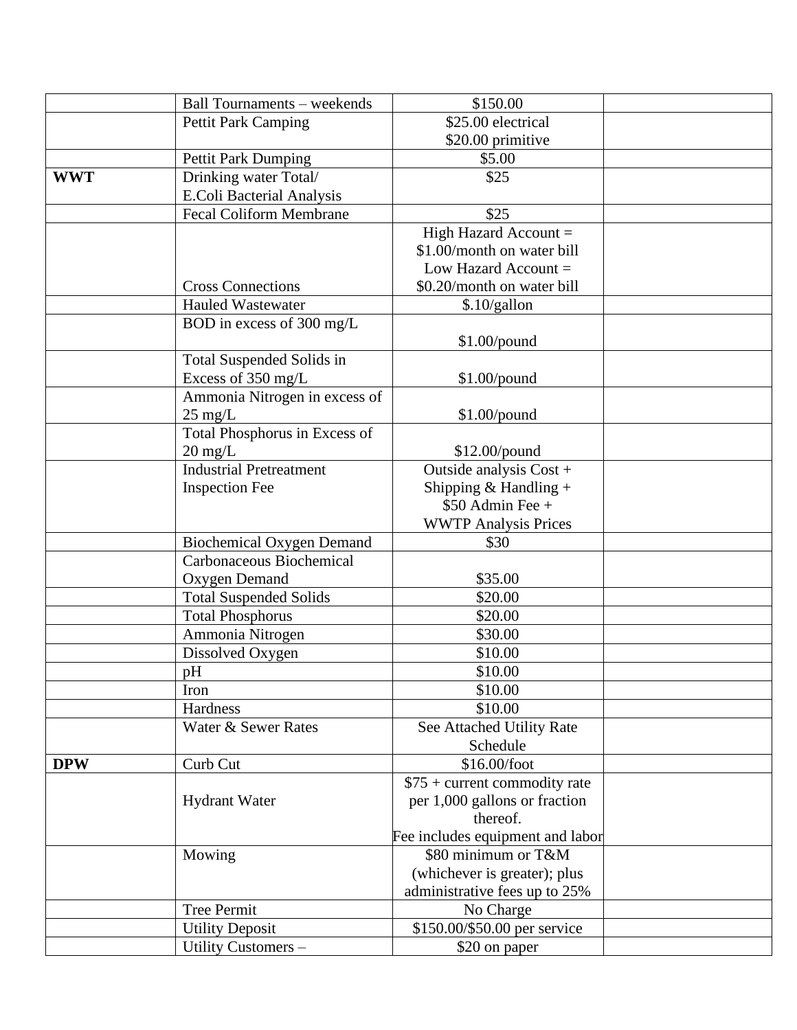| | | | |
|---|---|---|---|
| | Ball Tournaments – weekends | $150.00 | |
| | Pettit Park Camping | $25.00 electrical<br>$20.00 primitive | |
| | Pettit Park Dumping | $5.00 | |
| **WWT** | Drinking water Total/<br>E.Coli Bacterial Analysis | $25 | |
| | Fecal Coliform Membrane | $25 | |
| | Cross Connections | High Hazard Account =<br>$1.00/month on water bill<br>Low Hazard Account =<br>$0.20/month on water bill | |
| | Hauled Wastewater | $.10/gallon | |
| | BOD in excess of 300 mg/L | $1.00/pound | |
| | Total Suspended Solids in Excess of 350 mg/L | $1.00/pound | |
| | Ammonia Nitrogen in excess of 25 mg/L | $1.00/pound | |
| | Total Phosphorus in Excess of 20 mg/L | $12.00/pound | |
| | Industrial Pretreatment Inspection Fee | Outside analysis Cost +<br>Shipping & Handling +<br>$50 Admin Fee +<br>WWTP Analysis Prices | |
| | Biochemical Oxygen Demand | $30 | |
| | Carbonaceous Biochemical Oxygen Demand | $35.00 | |
| | Total Suspended Solids | $20.00 | |
| | Total Phosphorus | $20.00 | |
| | Ammonia Nitrogen | $30.00 | |
| | Dissolved Oxygen | $10.00 | |
| | pH | $10.00 | |
| | Iron | $10.00 | |
| | Hardness | $10.00 | |
| | Water & Sewer Rates | See Attached Utility Rate Schedule | |
| **DPW** | Curb Cut | $16.00/foot | |
| | Hydrant Water | $75 + current commodity rate per 1,000 gallons or fraction thereof.<br>Fee includes equipment and labor | |
| | Mowing | $80 minimum or T&M (whichever is greater); plus administrative fees up to 25% | |
| | Tree Permit | No Charge | |
| | Utility Deposit | $150.00/$50.00 per service | |
| | Utility Customers – | $20 on paper | |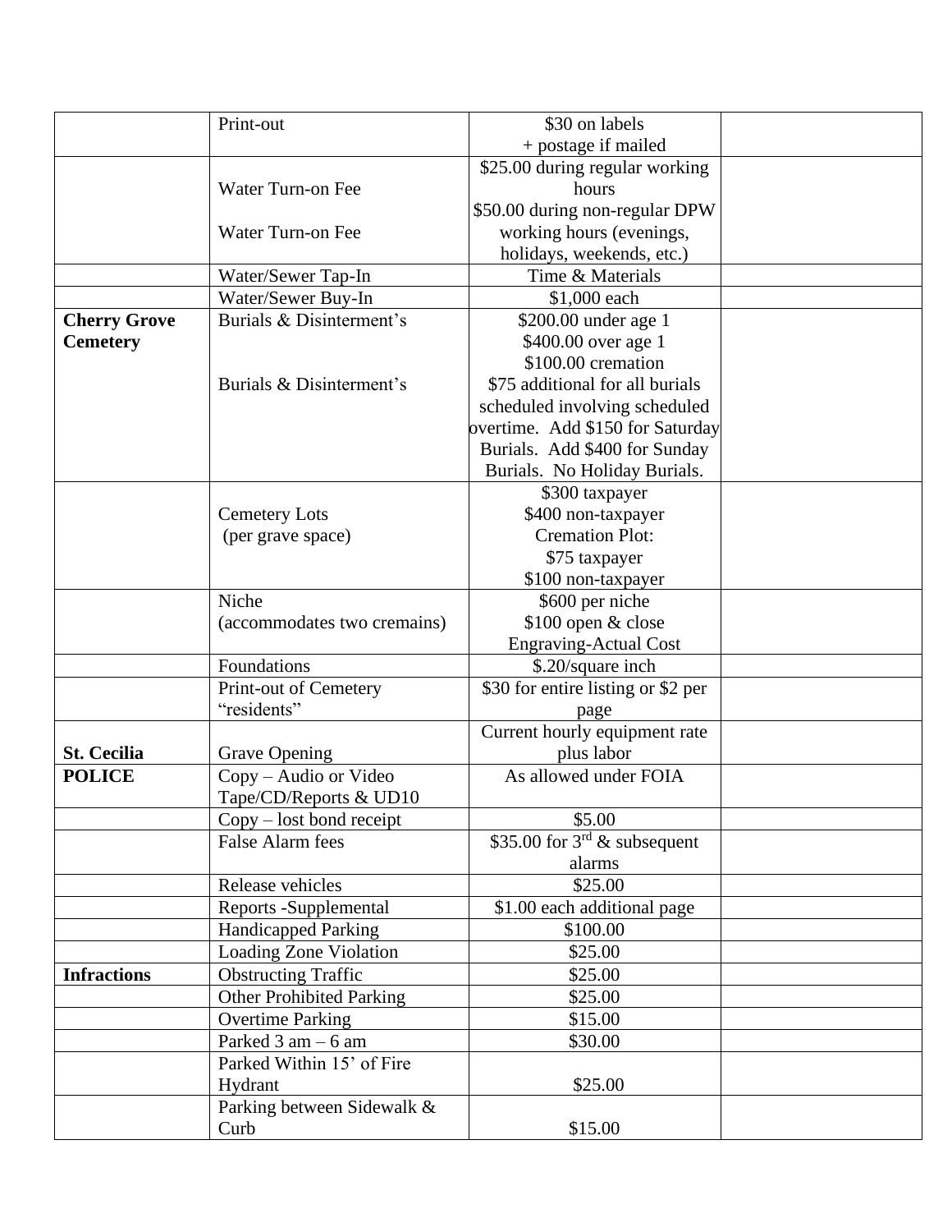| | | | |
|---|---|---|---|
| | Print-out | $30 on labels<br>+ postage if mailed | |
| | Water Turn-on Fee<br><br>Water Turn-on Fee | $25.00 during regular working hours<br>$50.00 during non-regular DPW working hours (evenings, holidays, weekends, etc.) | |
| | Water/Sewer Tap-In | Time & Materials | |
| | Water/Sewer Buy-In | $1,000 each | |
| **Cherry Grove Cemetery** | Burials & Disinterment's<br><br><br>Burials & Disinterment's | $200.00 under age 1<br>$400.00 over age 1<br>$100.00 cremation<br>$75 additional for all burials scheduled involving scheduled overtime. Add $150 for Saturday Burials. Add $400 for Sunday Burials. No Holiday Burials. | |
| | Cemetery Lots<br>(per grave space) | $300 taxpayer<br>$400 non-taxpayer<br>Cremation Plot:<br>$75 taxpayer<br>$100 non-taxpayer | |
| | Niche<br>(accommodates two cremains) | $600 per niche<br>$100 open & close<br>Engraving-Actual Cost | |
| | Foundations | $.20/square inch | |
| | Print-out of Cemetery "residents" | $30 for entire listing or $2 per page | |
| **St. Cecilia** | Grave Opening | Current hourly equipment rate plus labor | |
| **POLICE** | Copy – Audio or Video Tape/CD/Reports & UD10 | As allowed under FOIA | |
| | Copy – lost bond receipt | $5.00 | |
| | False Alarm fees | $35.00 for 3rd & subsequent alarms | |
| | Release vehicles | $25.00 | |
| | Reports -Supplemental | $1.00 each additional page | |
| | Handicapped Parking | $100.00 | |
| | Loading Zone Violation | $25.00 | |
| **Infractions** | Obstructing Traffic | $25.00 | |
| | Other Prohibited Parking | $25.00 | |
| | Overtime Parking | $15.00 | |
| | Parked 3 am – 6 am | $30.00 | |
| | Parked Within 15' of Fire Hydrant | $25.00 | |
| | Parking between Sidewalk & Curb | $15.00 | |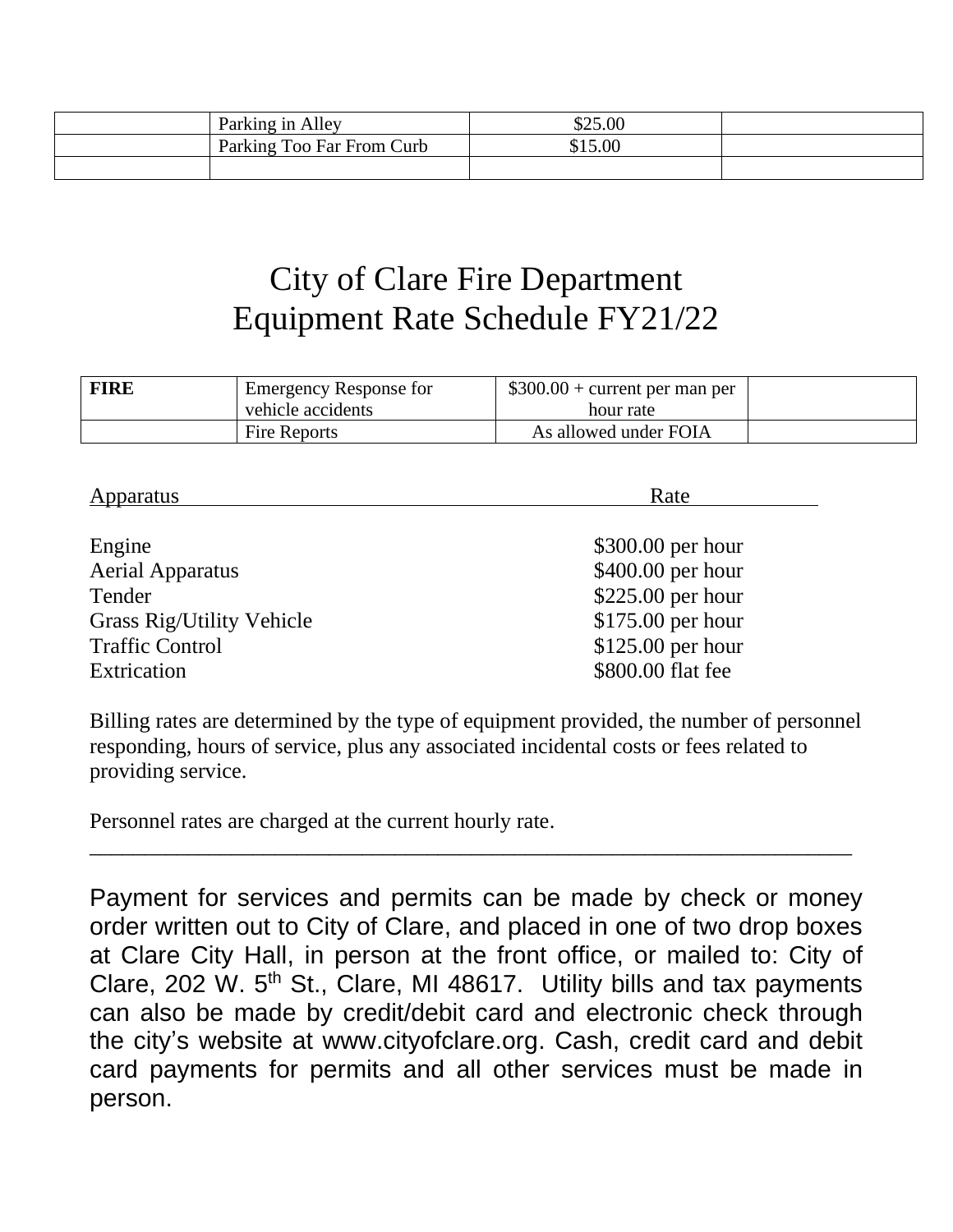| | | | |
|---|---|---|---|
| | Parking in Alley | $25.00 | |
| | Parking Too Far From Curb | $15.00 | |
| | | | |

# City of Clare Fire Department
# Equipment Rate Schedule FY21/22

| | | | |
|---|---|---|---|
| **FIRE** | Emergency Response for vehicle accidents | $300.00 + current per man per hour rate | |
| | Fire Reports | As allowed under FOIA | |

| Apparatus | Rate |
|---|---|
| Engine | $300.00 per hour |
| Aerial Apparatus | $400.00 per hour |
| Tender | $225.00 per hour |
| Grass Rig/Utility Vehicle | $175.00 per hour |
| Traffic Control | $125.00 per hour |
| Extrication | $800.00 flat fee |

Billing rates are determined by the type of equipment provided, the number of personnel responding, hours of service, plus any associated incidental costs or fees related to providing service.

Personnel rates are charged at the current hourly rate.

---

Payment for services and permits can be made by check or money order written out to City of Clare, and placed in one of two drop boxes at Clare City Hall, in person at the front office, or mailed to: City of Clare, 202 W. 5th St., Clare, MI 48617. Utility bills and tax payments can also be made by credit/debit card and electronic check through the city's website at www.cityofclare.org. Cash, credit card and debit card payments for permits and all other services must be made in person.